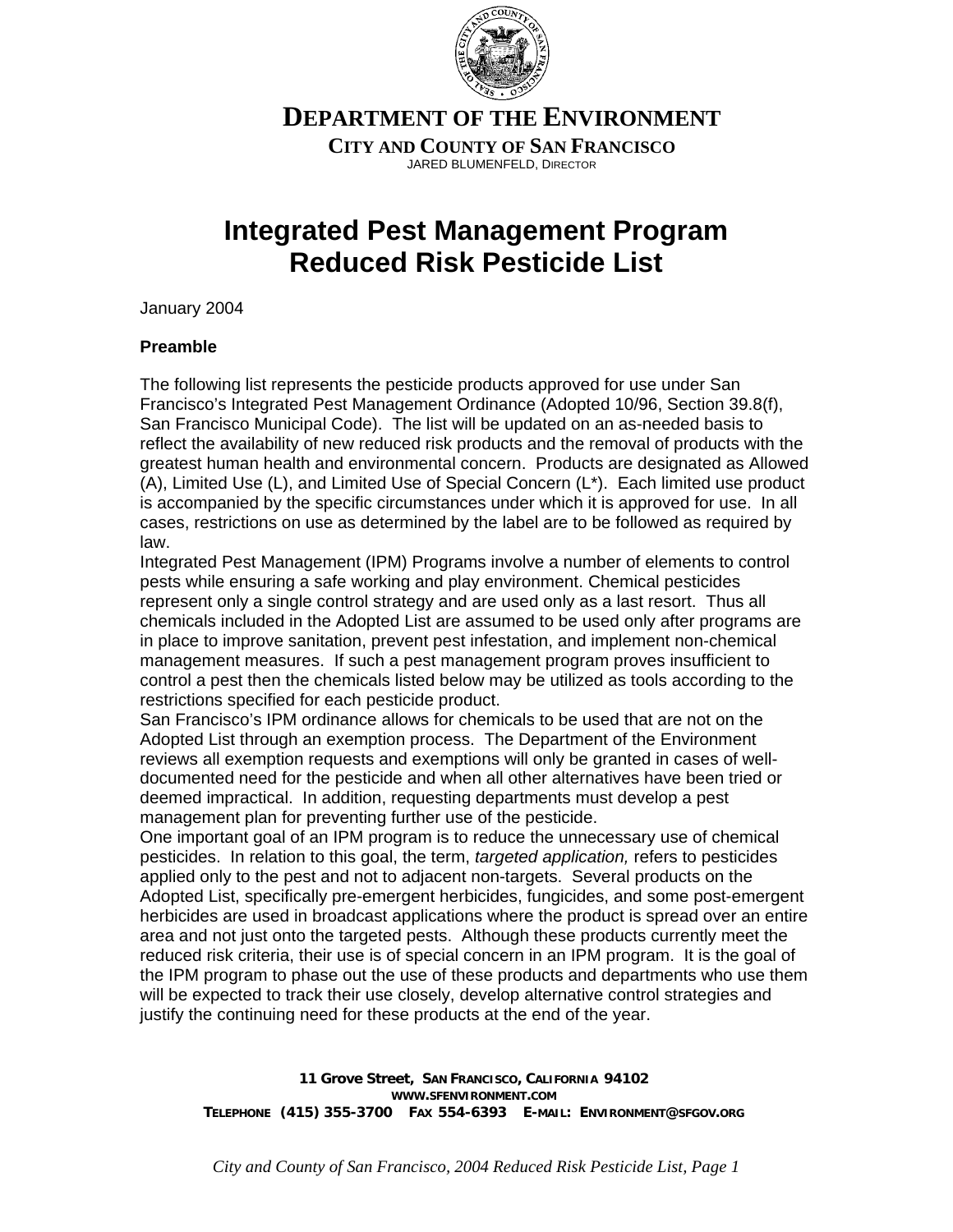# DEPARTMENT OF THE ENVIRONMENT

**CITY AND COUNTY OF SAN FRANCISCO**

JARED BLUMENFELD, DIRECTOR

# Integrated Pest Management Program
# Reduced Risk Pesticide List

January 2004

**Preamble**

The following list represents the pesticide products approved for use under San Francisco's Integrated Pest Management Ordinance (Adopted 10/96, Section 39.8(f), San Francisco Municipal Code). The list will be updated on an as-needed basis to reflect the availability of new reduced risk products and the removal of products with the greatest human health and environmental concern. Products are designated as Allowed (A), Limited Use (L), and Limited Use of Special Concern (L*). Each limited use product is accompanied by the specific circumstances under which it is approved for use. In all cases, restrictions on use as determined by the label are to be followed as required by law.

Integrated Pest Management (IPM) Programs involve a number of elements to control pests while ensuring a safe working and play environment. Chemical pesticides represent only a single control strategy and are used only as a last resort. Thus all chemicals included in the Adopted List are assumed to be used only after programs are in place to improve sanitation, prevent pest infestation, and implement non-chemical management measures. If such a pest management program proves insufficient to control a pest then the chemicals listed below may be utilized as tools according to the restrictions specified for each pesticide product.

San Francisco's IPM ordinance allows for chemicals to be used that are not on the Adopted List through an exemption process. The Department of the Environment reviews all exemption requests and exemptions will only be granted in cases of well-documented need for the pesticide and when all other alternatives have been tried or deemed impractical. In addition, requesting departments must develop a pest management plan for preventing further use of the pesticide.

One important goal of an IPM program is to reduce the unnecessary use of chemical pesticides. In relation to this goal, the term, *targeted application,* refers to pesticides applied only to the pest and not to adjacent non-targets. Several products on the Adopted List, specifically pre-emergent herbicides, fungicides, and some post-emergent herbicides are used in broadcast applications where the product is spread over an entire area and not just onto the targeted pests. Although these products currently meet the reduced risk criteria, their use is of special concern in an IPM program. It is the goal of the IPM program to phase out the use of these products and departments who use them will be expected to track their use closely, develop alternative control strategies and justify the continuing need for these products at the end of the year.

**11 Grove Street, SAN FRANCISCO, CALIFORNIA 94102**
**WWW.SFENVIRONMENT.COM**
**TELEPHONE (415) 355-3700 FAX 554-6393 E-MAIL: ENVIRONMENT@SFGOV.ORG**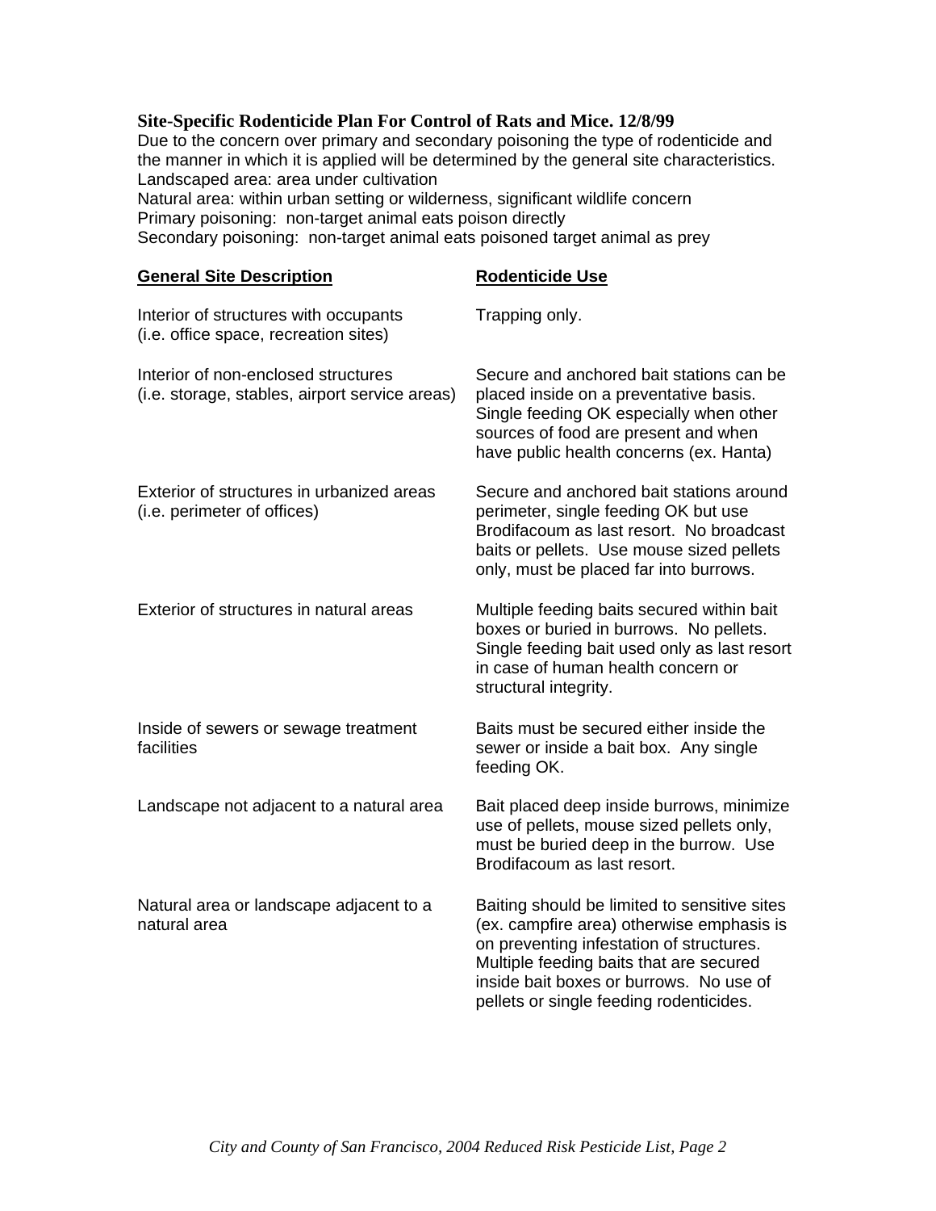**Site-Specific Rodenticide Plan For Control of Rats and Mice. 12/8/99**

Due to the concern over primary and secondary poisoning the type of rodenticide and the manner in which it is applied will be determined by the general site characteristics.
Landscaped area: area under cultivation
Natural area: within urban setting or wilderness, significant wildlife concern
Primary poisoning: non-target animal eats poison directly
Secondary poisoning: non-target animal eats poisoned target animal as prey

| General Site Description | Rodenticide Use |
|---|---|
| Interior of structures with occupants (i.e. office space, recreation sites) | Trapping only. |
| Interior of non-enclosed structures (i.e. storage, stables, airport service areas) | Secure and anchored bait stations can be placed inside on a preventative basis. Single feeding OK especially when other sources of food are present and when have public health concerns (ex. Hanta) |
| Exterior of structures in urbanized areas (i.e. perimeter of offices) | Secure and anchored bait stations around perimeter, single feeding OK but use Brodifacoum as last resort. No broadcast baits or pellets. Use mouse sized pellets only, must be placed far into burrows. |
| Exterior of structures in natural areas | Multiple feeding baits secured within bait boxes or buried in burrows. No pellets. Single feeding bait used only as last resort in case of human health concern or structural integrity. |
| Inside of sewers or sewage treatment facilities | Baits must be secured either inside the sewer or inside a bait box. Any single feeding OK. |
| Landscape not adjacent to a natural area | Bait placed deep inside burrows, minimize use of pellets, mouse sized pellets only, must be buried deep in the burrow. Use Brodifacoum as last resort. |
| Natural area or landscape adjacent to a natural area | Baiting should be limited to sensitive sites (ex. campfire area) otherwise emphasis is on preventing infestation of structures. Multiple feeding baits that are secured inside bait boxes or burrows. No use of pellets or single feeding rodenticides. |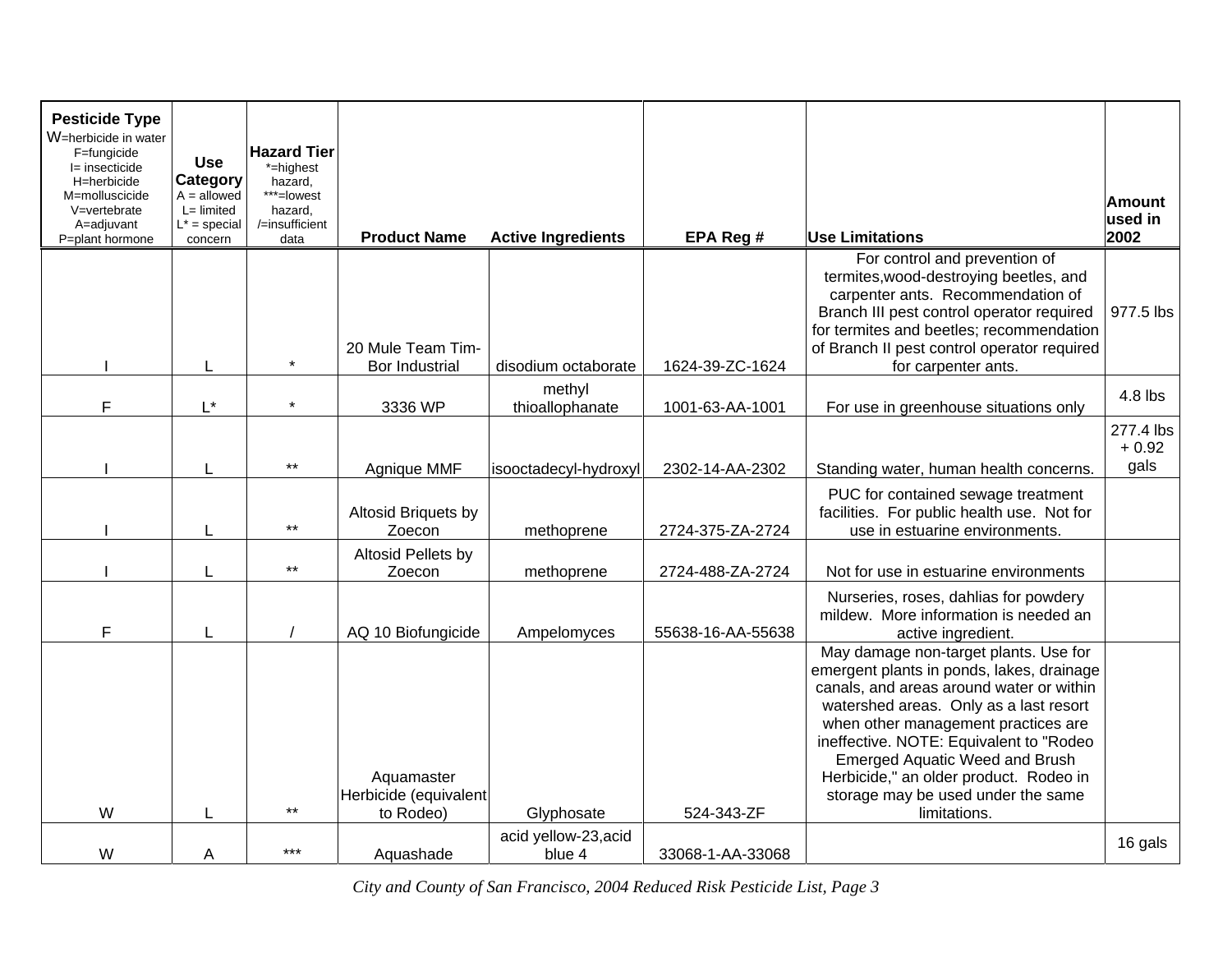| **Pesticide Type** W=herbicide in water F=fungicide I= insecticide H=herbicide M=molluscicide V=vertebrate A=adjuvant P=plant hormone | **Use Category** A = allowed L= limited L* = special concern | **Hazard Tier** *=highest hazard, ***=lowest hazard, /=insufficient data | **Product Name** | **Active Ingredients** | **EPA Reg #** | **Use Limitations** | **Amount used in 2002** |
|---|---|---|---|---|---|---|---|
| I | L | * | 20 Mule Team Tim-Bor Industrial | disodium octaborate | 1624-39-ZC-1624 | For control and prevention of termites,wood-destroying beetles, and carpenter ants. Recommendation of Branch III pest control operator required for termites and beetles; recommendation of Branch II pest control operator required for carpenter ants. | 977.5 lbs |
| F | L* | * | 3336 WP | methyl thioallophanate | 1001-63-AA-1001 | For use in greenhouse situations only | 4.8 lbs |
| I | L | ** | Agnique MMF | isooctadecyl-hydroxyl | 2302-14-AA-2302 | Standing water, human health concerns. | 277.4 lbs + 0.92 gals |
| I | L | ** | Altosid Briquets by Zoecon | methoprene | 2724-375-ZA-2724 | PUC for contained sewage treatment facilities. For public health use. Not for use in estuarine environments. | |
| I | L | ** | Altosid Pellets by Zoecon | methoprene | 2724-488-ZA-2724 | Not for use in estuarine environments | |
| F | L | / | AQ 10 Biofungicide | Ampelomyces | 55638-16-AA-55638 | Nurseries, roses, dahlias for powdery mildew. More information is needed an active ingredient. | |
| W | L | ** | Aquamaster Herbicide (equivalent to Rodeo) | Glyphosate | 524-343-ZF | May damage non-target plants. Use for emergent plants in ponds, lakes, drainage canals, and areas around water or within watershed areas. Only as a last resort when other management practices are ineffective. NOTE: Equivalent to "Rodeo Emerged Aquatic Weed and Brush Herbicide," an older product. Rodeo in storage may be used under the same limitations. | |
| W | A | *** | Aquashade | acid yellow-23,acid blue 4 | 33068-1-AA-33068 | | 16 gals |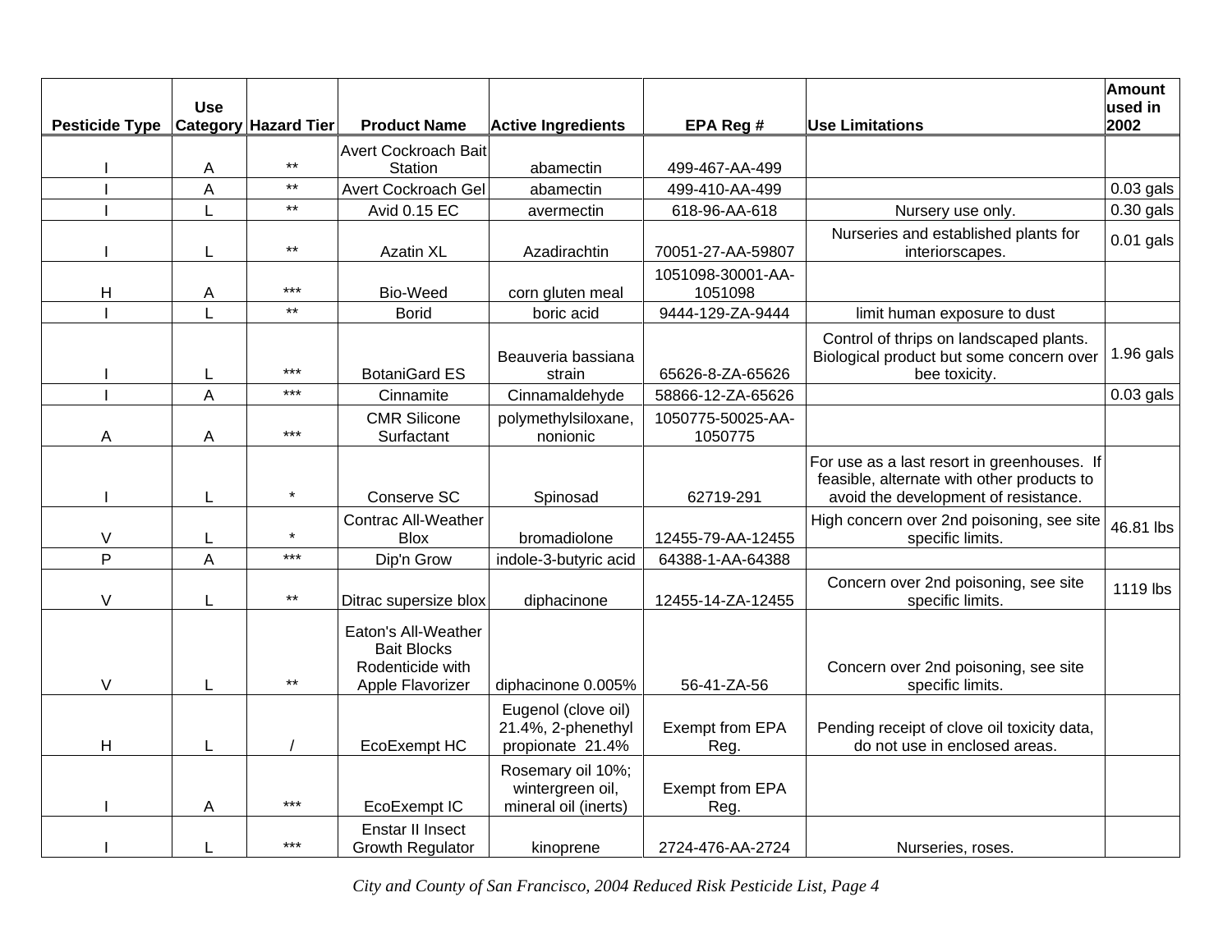| Pesticide Type | Use Category | Hazard Tier | Product Name | Active Ingredients | EPA Reg # | Use Limitations | Amount used in 2002 |
|---|---|---|---|---|---|---|---|
| I | A | ** | Avert Cockroach Bait Station | abamectin | 499-467-AA-499 | | |
| I | A | ** | Avert Cockroach Gel | abamectin | 499-410-AA-499 | | 0.03 gals |
| I | L | ** | Avid 0.15 EC | avermectin | 618-96-AA-618 | Nursery use only. | 0.30 gals |
| I | L | ** | Azatin XL | Azadirachtin | 70051-27-AA-59807 | Nurseries and established plants for interiorscapes. | 0.01 gals |
| H | A | *** | Bio-Weed | corn gluten meal | 1051098-30001-AA-1051098 | | |
| I | L | ** | Borid | boric acid | 9444-129-ZA-9444 | limit human exposure to dust | |
| I | L | *** | BotaniGard ES | Beauveria bassiana strain | 65626-8-ZA-65626 | Control of thrips on landscaped plants. Biological product but some concern over bee toxicity. | 1.96 gals |
| I | A | *** | Cinnamite | Cinnamaldehyde | 58866-12-ZA-65626 | | 0.03 gals |
| A | A | *** | CMR Silicone Surfactant | polymethylsiloxane, nonionic | 1050775-50025-AA-1050775 | | |
| I | L | * | Conserve SC | Spinosad | 62719-291 | For use as a last resort in greenhouses. If feasible, alternate with other products to avoid the development of resistance. | |
| V | L | * | Contrac All-Weather Blox | bromadiolone | 12455-79-AA-12455 | High concern over 2nd poisoning, see site specific limits. | 46.81 lbs |
| P | A | *** | Dip'n Grow | indole-3-butyric acid | 64388-1-AA-64388 | | |
| V | L | ** | Ditrac supersize blox | diphacinone | 12455-14-ZA-12455 | Concern over 2nd poisoning, see site specific limits. | 1119 lbs |
| V | L | ** | Eaton's All-Weather Bait Blocks Rodenticide with Apple Flavorizer | diphacinone 0.005% | 56-41-ZA-56 | Concern over 2nd poisoning, see site specific limits. | |
| H | L | / | EcoExempt HC | Eugenol (clove oil) 21.4%, 2-phenethyl propionate 21.4% | Exempt from EPA Reg. | Pending receipt of clove oil toxicity data, do not use in enclosed areas. | |
| I | A | *** | EcoExempt IC | Rosemary oil 10%; wintergreen oil, mineral oil (inerts) | Exempt from EPA Reg. | | |
| I | L | *** | Enstar II Insect Growth Regulator | kinoprene | 2724-476-AA-2724 | Nurseries, roses. | |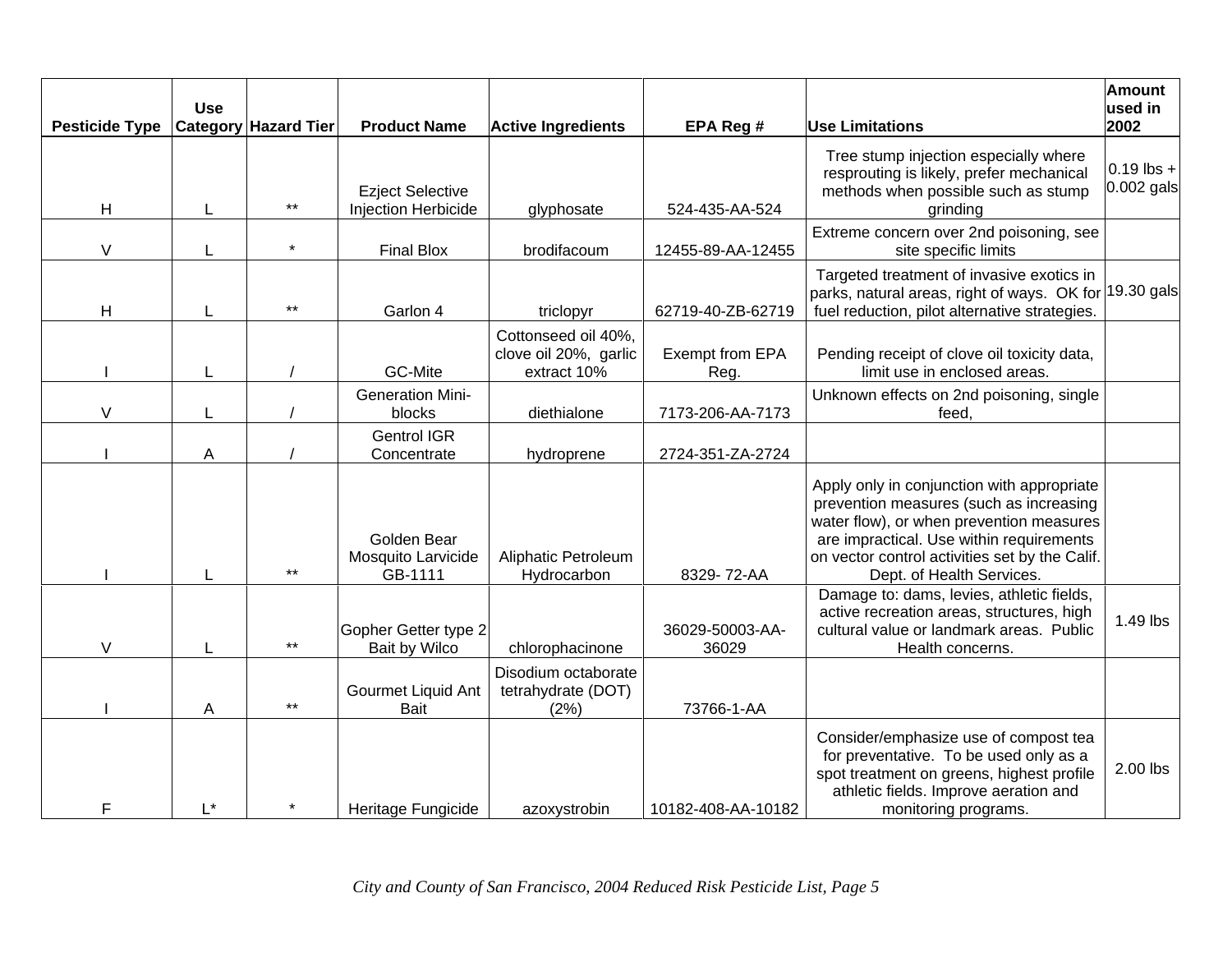| Pesticide Type | Use Category | Hazard Tier | Product Name | Active Ingredients | EPA Reg # | Use Limitations | Amount used in 2002 |
|---|---|---|---|---|---|---|---|
| H | L | ** | Ezject Selective Injection Herbicide | glyphosate | 524-435-AA-524 | Tree stump injection especially where resprouting is likely, prefer mechanical methods when possible such as stump grinding | 0.19 lbs + 0.002 gals |
| V | L | * | Final Blox | brodifacoum | 12455-89-AA-12455 | Extreme concern over 2nd poisoning, see site specific limits | |
| H | L | ** | Garlon 4 | triclopyr | 62719-40-ZB-62719 | Targeted treatment of invasive exotics in parks, natural areas, right of ways. OK for fuel reduction, pilot alternative strategies. | 19.30 gals |
| I | L | / | GC-Mite | Cottonseed oil 40%, clove oil 20%, garlic extract 10% | Exempt from EPA Reg. | Pending receipt of clove oil toxicity data, limit use in enclosed areas. | |
| V | L | / | Generation Mini-blocks | diethialone | 7173-206-AA-7173 | Unknown effects on 2nd poisoning, single feed, | |
| I | A | / | Gentrol IGR Concentrate | hydroprene | 2724-351-ZA-2724 | | |
| I | L | ** | Golden Bear Mosquito Larvicide GB-1111 | Aliphatic Petroleum Hydrocarbon | 8329- 72-AA | Apply only in conjunction with appropriate prevention measures (such as increasing water flow), or when prevention measures are impractical. Use within requirements on vector control activities set by the Calif. Dept. of Health Services. | |
| V | L | ** | Gopher Getter type 2 Bait by Wilco | chlorophacinone | 36029-50003-AA-36029 | Damage to: dams, levies, athletic fields, active recreation areas, structures, high cultural value or landmark areas. Public Health concerns. | 1.49 lbs |
| I | A | ** | Gourmet Liquid Ant Bait | Disodium octaborate tetrahydrate (DOT) (2%) | 73766-1-AA | | |
| F | L* | * | Heritage Fungicide | azoxystrobin | 10182-408-AA-10182 | Consider/emphasize use of compost tea for preventative. To be used only as a spot treatment on greens, highest profile athletic fields. Improve aeration and monitoring programs. | 2.00 lbs |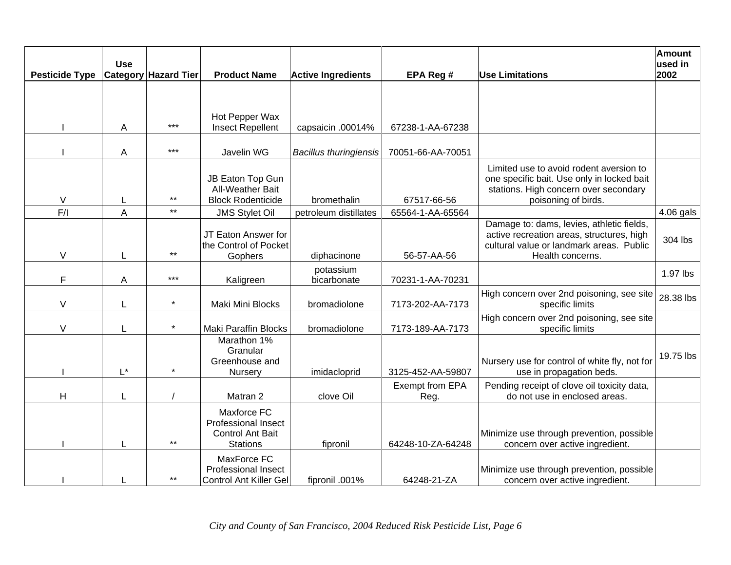| Pesticide Type | Use Category | Hazard Tier | Product Name | Active Ingredients | EPA Reg # | Use Limitations | Amount used in 2002 |
|---|---|---|---|---|---|---|---|
| I | A | *** | Hot Pepper Wax Insect Repellent | capsaicin .00014% | 67238-1-AA-67238 | | |
| I | A | *** | Javelin WG | *Bacillus thuringiensis* | 70051-66-AA-70051 | | |
| V | L | ** | JB Eaton Top Gun All-Weather Bait Block Rodenticide | bromethalin | 67517-66-56 | Limited use to avoid rodent aversion to one specific bait. Use only in locked bait stations. High concern over secondary poisoning of birds. | |
| F/I | A | ** | JMS Stylet Oil | petroleum distillates | 65564-1-AA-65564 | | 4.06 gals |
| V | L | ** | JT Eaton Answer for the Control of Pocket Gophers | diphacinone | 56-57-AA-56 | Damage to: dams, levies, athletic fields, active recreation areas, structures, high cultural value or landmark areas. Public Health concerns. | 304 lbs |
| F | A | *** | Kaligreen | potassium bicarbonate | 70231-1-AA-70231 | | 1.97 lbs |
| V | L | * | Maki Mini Blocks | bromadiolone | 7173-202-AA-7173 | High concern over 2nd poisoning, see site specific limits | 28.38 lbs |
| V | L | * | Maki Paraffin Blocks | bromadiolone | 7173-189-AA-7173 | High concern over 2nd poisoning, see site specific limits | |
| I | L* | * | Marathon 1% Granular Greenhouse and Nursery | imidacloprid | 3125-452-AA-59807 | Nursery use for control of white fly, not for use in propagation beds. | 19.75 lbs |
| H | L | / | Matran 2 | clove Oil | Exempt from EPA Reg. | Pending receipt of clove oil toxicity data, do not use in enclosed areas. | |
| I | L | ** | Maxforce FC Professional Insect Control Ant Bait Stations | fipronil | 64248-10-ZA-64248 | Minimize use through prevention, possible concern over active ingredient. | |
| I | L | ** | MaxForce FC Professional Insect Control Ant Killer Gel | fipronil .001% | 64248-21-ZA | Minimize use through prevention, possible concern over active ingredient. | |

*City and County of San Francisco, 2004 Reduced Risk Pesticide List, Page 6*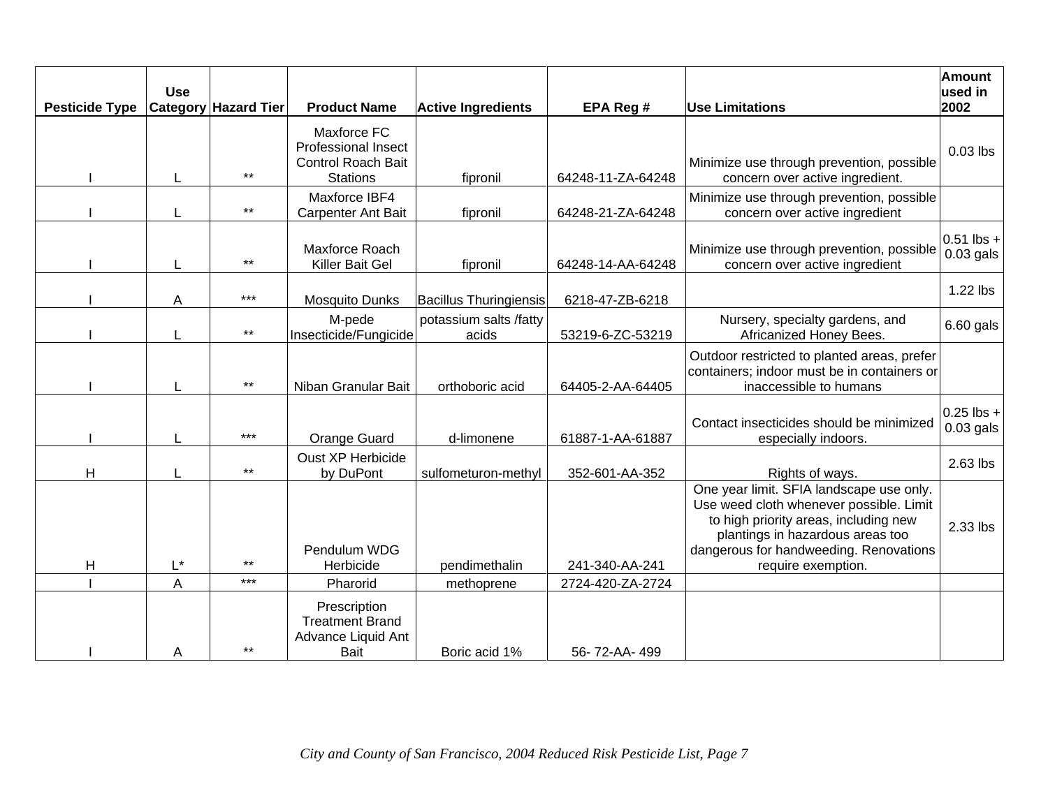| Pesticide Type | Use Category | Hazard Tier | Product Name | Active Ingredients | EPA Reg # | Use Limitations | Amount used in 2002 |
|---|---|---|---|---|---|---|---|
| I | L | ** | Maxforce FC Professional Insect Control Roach Bait Stations | fipronil | 64248-11-ZA-64248 | Minimize use through prevention, possible concern over active ingredient. | 0.03 lbs |
| I | L | ** | Maxforce IBF4 Carpenter Ant Bait | fipronil | 64248-21-ZA-64248 | Minimize use through prevention, possible concern over active ingredient | |
| I | L | ** | Maxforce Roach Killer Bait Gel | fipronil | 64248-14-AA-64248 | Minimize use through prevention, possible concern over active ingredient | 0.51 lbs + 0.03 gals |
| I | A | *** | Mosquito Dunks | Bacillus Thuringiensis | 6218-47-ZB-6218 | | 1.22 lbs |
| I | L | ** | M-pede Insecticide/Fungicide | potassium salts /fatty acids | 53219-6-ZC-53219 | Nursery, specialty gardens, and Africanized Honey Bees. | 6.60 gals |
| I | L | ** | Niban Granular Bait | orthoboric acid | 64405-2-AA-64405 | Outdoor restricted to planted areas, prefer containers; indoor must be in containers or inaccessible to humans | |
| I | L | *** | Orange Guard | d-limonene | 61887-1-AA-61887 | Contact insecticides should be minimized especially indoors. | 0.25 lbs + 0.03 gals |
| H | L | ** | Oust XP Herbicide by DuPont | sulfometuron-methyl | 352-601-AA-352 | Rights of ways. | 2.63 lbs |
| H | L* | ** | Pendulum WDG Herbicide | pendimethalin | 241-340-AA-241 | One year limit. SFIA landscape use only. Use weed cloth whenever possible. Limit to high priority areas, including new plantings in hazardous areas too dangerous for handweeding. Renovations require exemption. | 2.33 lbs |
| I | A | *** | Pharorid | methoprene | 2724-420-ZA-2724 | | |
| I | A | ** | Prescription Treatment Brand Advance Liquid Ant Bait | Boric acid 1% | 56- 72-AA- 499 | | |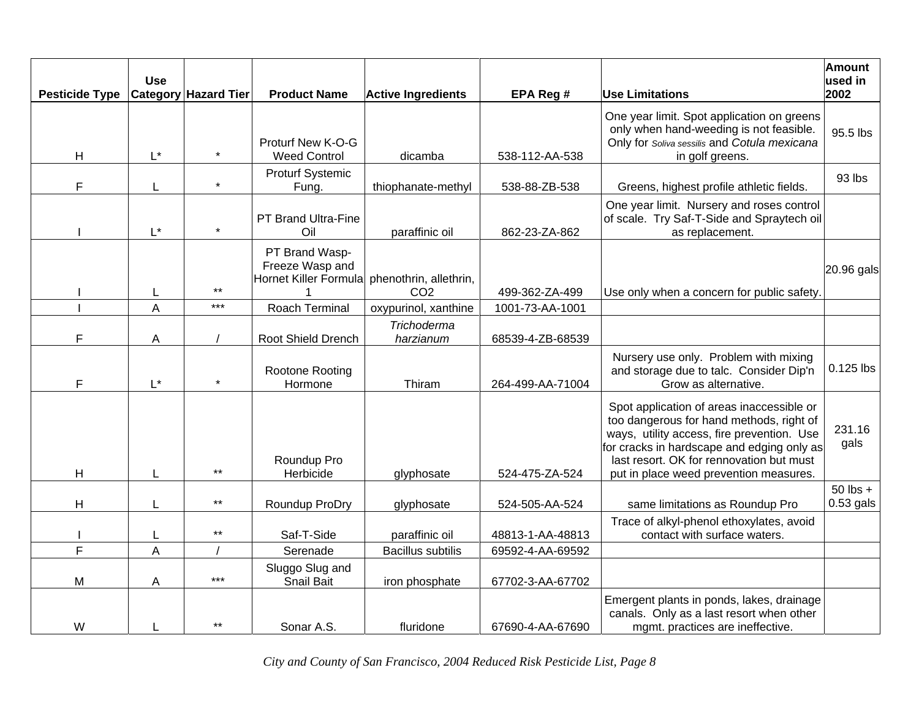| Pesticide Type | Use Category | Hazard Tier | Product Name | Active Ingredients | EPA Reg # | Use Limitations | Amount used in 2002 |
|---|---|---|---|---|---|---|---|
| H | L* | * | Proturf New K-O-G Weed Control | dicamba | 538-112-AA-538 | One year limit. Spot application on greens only when hand-weeding is not feasible. Only for *Soliva sessilis* and *Cotula mexicana* in golf greens. | 95.5 lbs |
| F | L | * | Proturf Systemic Fung. | thiophanate-methyl | 538-88-ZB-538 | Greens, highest profile athletic fields. | 93 lbs |
| I | L* | * | PT Brand Ultra-Fine Oil | paraffinic oil | 862-23-ZA-862 | One year limit. Nursery and roses control of scale. Try Saf-T-Side and Spraytech oil as replacement. | |
| I | L | ** | PT Brand Wasp-Freeze Wasp and Hornet Killer Formula 1 | phenothrin, allethrin, $CO_2$ | 499-362-ZA-499 | Use only when a concern for public safety. | 20.96 gals |
| I | A | *** | Roach Terminal | oxypurinol, xanthine | 1001-73-AA-1001 | | |
| F | A | / | Root Shield Drench | *Trichoderma harzianum* | 68539-4-ZB-68539 | | |
| F | L* | * | Rootone Rooting Hormone | Thiram | 264-499-AA-71004 | Nursery use only. Problem with mixing and storage due to talc. Consider Dip'n Grow as alternative. | 0.125 lbs |
| H | L | ** | Roundup Pro Herbicide | glyphosate | 524-475-ZA-524 | Spot application of areas inaccessible or too dangerous for hand methods, right of ways, utility access, fire prevention. Use for cracks in hardscape and edging only as last resort. OK for rennovation but must put in place weed prevention measures. | 231.16 gals |
| H | L | ** | Roundup ProDry | glyphosate | 524-505-AA-524 | same limitations as Roundup Pro | 50 lbs + 0.53 gals |
| I | L | ** | Saf-T-Side | paraffinic oil | 48813-1-AA-48813 | Trace of alkyl-phenol ethoxylates, avoid contact with surface waters. | |
| F | A | / | Serenade | Bacillus subtilis | 69592-4-AA-69592 | | |
| M | A | *** | Sluggo Slug and Snail Bait | iron phosphate | 67702-3-AA-67702 | | |
| W | L | ** | Sonar A.S. | fluridone | 67690-4-AA-67690 | Emergent plants in ponds, lakes, drainage canals. Only as a last resort when other mgmt. practices are ineffective. | |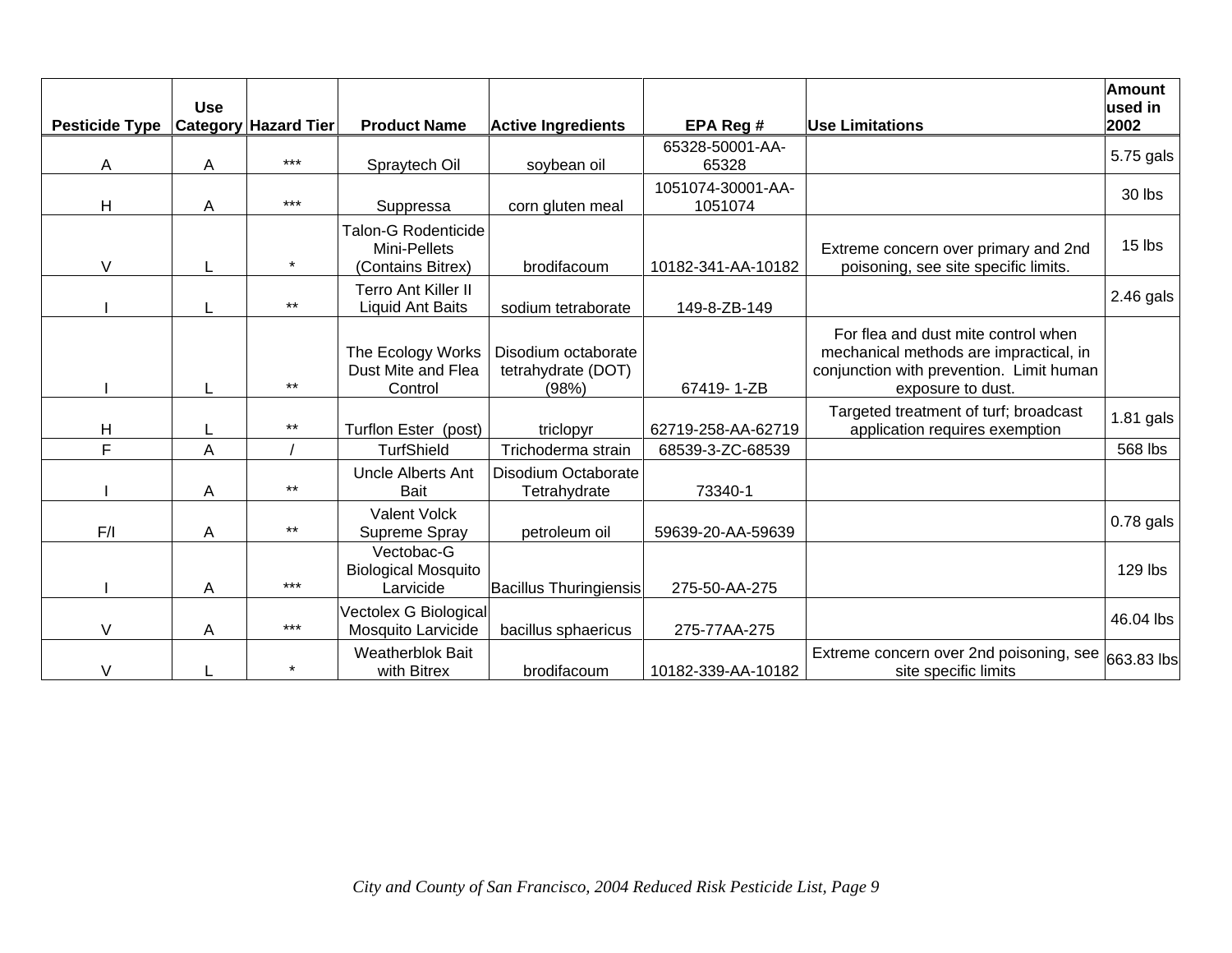| Pesticide Type | Use Category | Hazard Tier | Product Name | Active Ingredients | EPA Reg # | Use Limitations | Amount used in 2002 |
|---|---|---|---|---|---|---|---|
| A | A | *** | Spraytech Oil | soybean oil | 65328-50001-AA-65328 | | 5.75 gals |
| H | A | *** | Suppressa | corn gluten meal | 1051074-30001-AA-1051074 | | 30 lbs |
| V | L | * | Talon-G Rodenticide Mini-Pellets (Contains Bitrex) | brodifacoum | 10182-341-AA-10182 | Extreme concern over primary and 2nd poisoning, see site specific limits. | 15 lbs |
| I | L | ** | Terro Ant Killer II Liquid Ant Baits | sodium tetraborate | 149-8-ZB-149 | | 2.46 gals |
| I | L | ** | The Ecology Works Dust Mite and Flea Control | Disodium octaborate tetrahydrate (DOT) (98%) | 67419- 1-ZB | For flea and dust mite control when mechanical methods are impractical, in conjunction with prevention. Limit human exposure to dust. | |
| H | L | ** | Turflon Ester (post) | triclopyr | 62719-258-AA-62719 | Targeted treatment of turf; broadcast application requires exemption | 1.81 gals |
| F | A | / | TurfShield | Trichoderma strain | 68539-3-ZC-68539 | | 568 lbs |
| I | A | ** | Uncle Alberts Ant Bait | Disodium Octaborate Tetrahydrate | 73340-1 | | |
| F/I | A | ** | Valent Volck Supreme Spray | petroleum oil | 59639-20-AA-59639 | | 0.78 gals |
| I | A | *** | Vectobac-G Biological Mosquito Larvicide | Bacillus Thuringiensis | 275-50-AA-275 | | 129 lbs |
| V | A | *** | Vectolex G Biological Mosquito Larvicide | bacillus sphaericus | 275-77AA-275 | | 46.04 lbs |
| V | L | * | Weatherblok Bait with Bitrex | brodifacoum | 10182-339-AA-10182 | Extreme concern over 2nd poisoning, see site specific limits | 663.83 lbs |